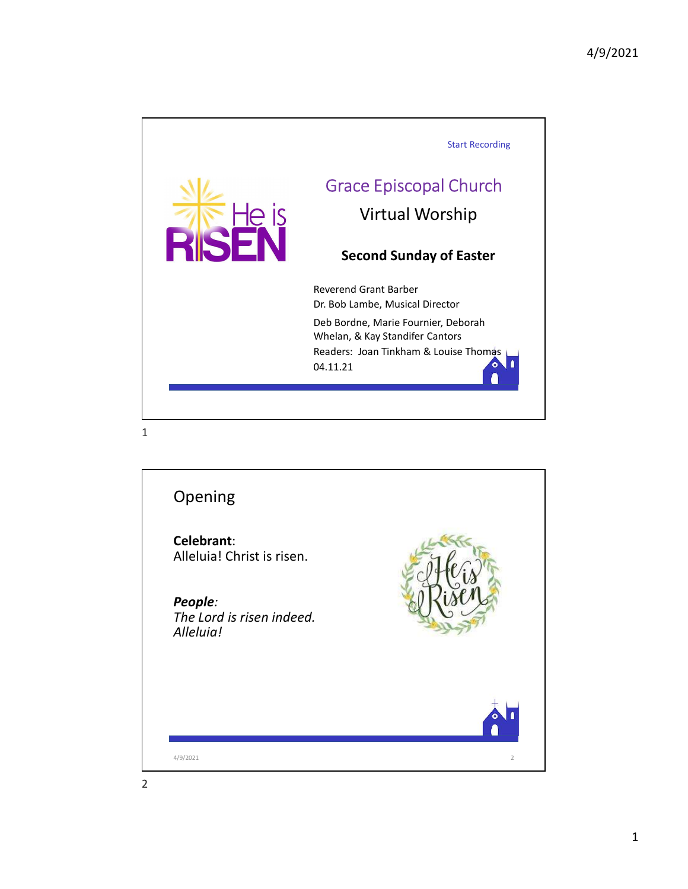Start Recording

# Grace Episcopal Church

## Virtual Worship

### Second Sunday of Easter

Reverend Grant Barber
Dr. Bob Lambe, Musical Director

Deb Bordne, Marie Fournier, Deborah Whelan, & Kay Standifer Cantors

Readers: Joan Tinkham & Louise Thomas

04.11.21

---

## Opening

**Celebrant**:
Alleluia! Christ is risen.

***People***:
*The Lord is risen indeed. Alleluia!*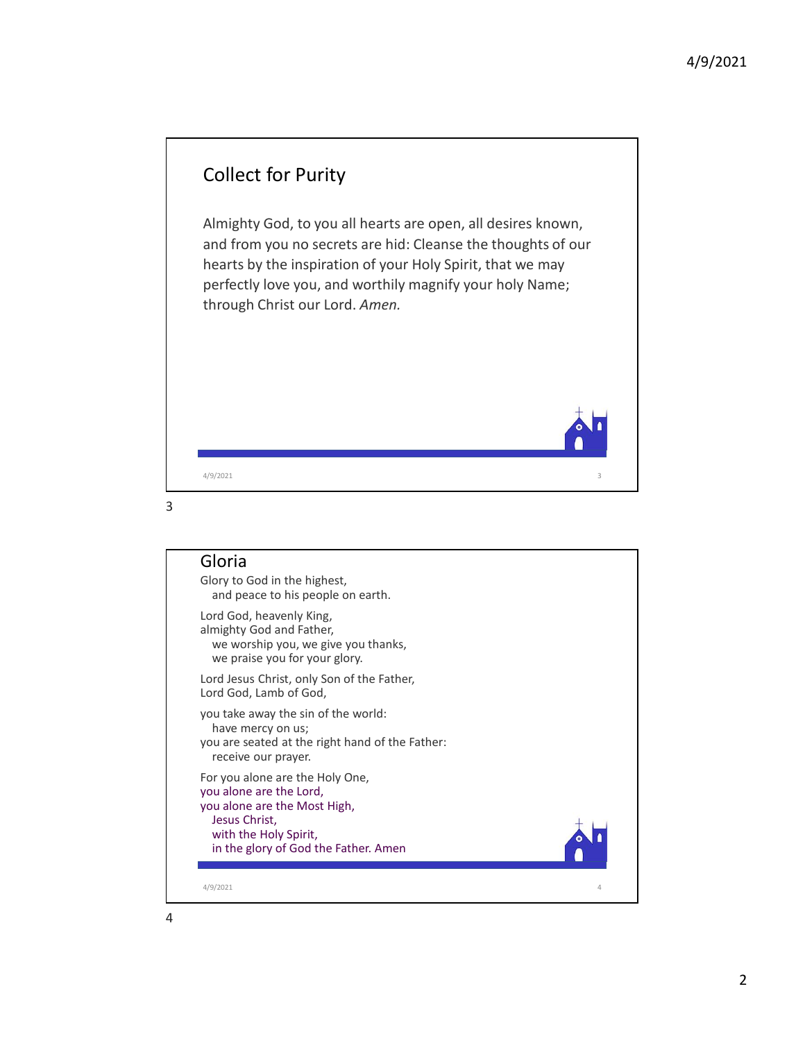## Collect for Purity

Almighty God, to you all hearts are open, all desires known, and from you no secrets are hid: Cleanse the thoughts of our hearts by the inspiration of your Holy Spirit, that we may perfectly love you, and worthily magnify your holy Name; through Christ our Lord. *Amen.*

## Gloria

Glory to God in the highest,
  and peace to his people on earth.

Lord God, heavenly King,
almighty God and Father,
  we worship you, we give you thanks,
  we praise you for your glory.

Lord Jesus Christ, only Son of the Father,
Lord God, Lamb of God,

you take away the sin of the world:
  have mercy on us;
you are seated at the right hand of the Father:
  receive our prayer.

For you alone are the Holy One,
you alone are the Lord,
you alone are the Most High,
  Jesus Christ,
  with the Holy Spirit,
  in the glory of God the Father. Amen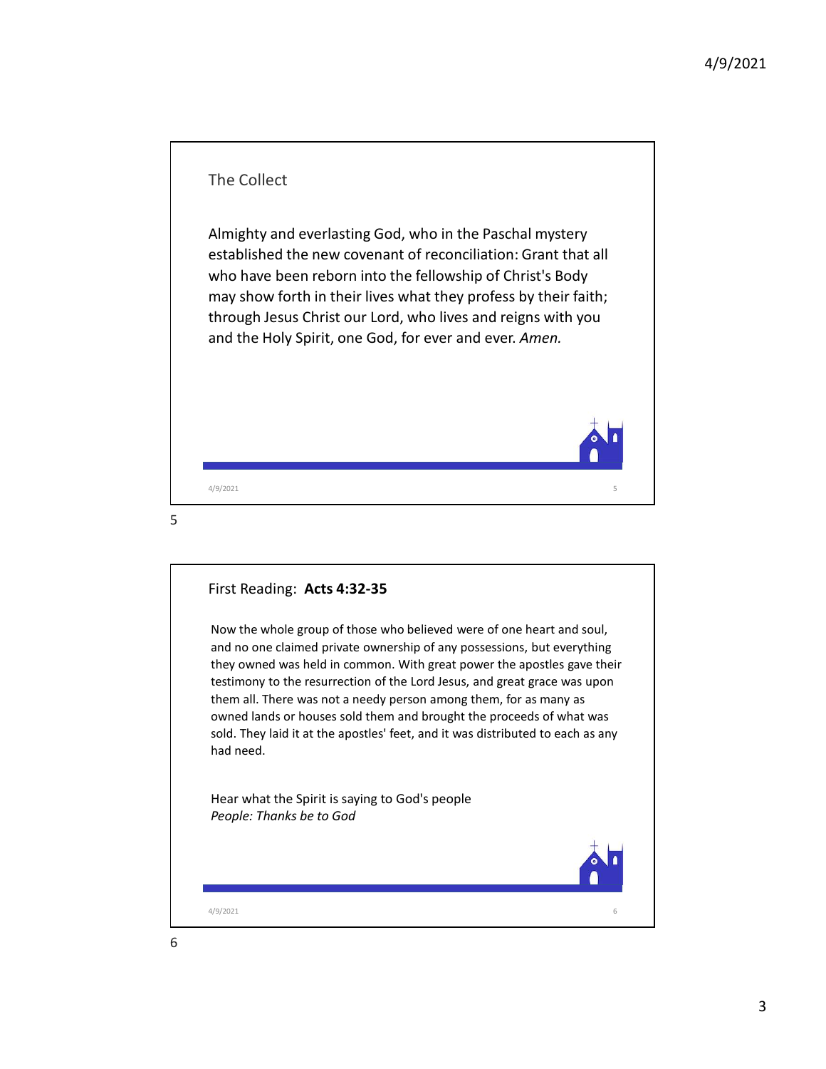## The Collect

Almighty and everlasting God, who in the Paschal mystery established the new covenant of reconciliation: Grant that all who have been reborn into the fellowship of Christ's Body may show forth in their lives what they profess by their faith; through Jesus Christ our Lord, who lives and reigns with you and the Holy Spirit, one God, for ever and ever. *Amen.*

## First Reading: **Acts 4:32-35**

Now the whole group of those who believed were of one heart and soul, and no one claimed private ownership of any possessions, but everything they owned was held in common. With great power the apostles gave their testimony to the resurrection of the Lord Jesus, and great grace was upon them all. There was not a needy person among them, for as many as owned lands or houses sold them and brought the proceeds of what was sold. They laid it at the apostles' feet, and it was distributed to each as any had need.

Hear what the Spirit is saying to God's people
*People: Thanks be to God*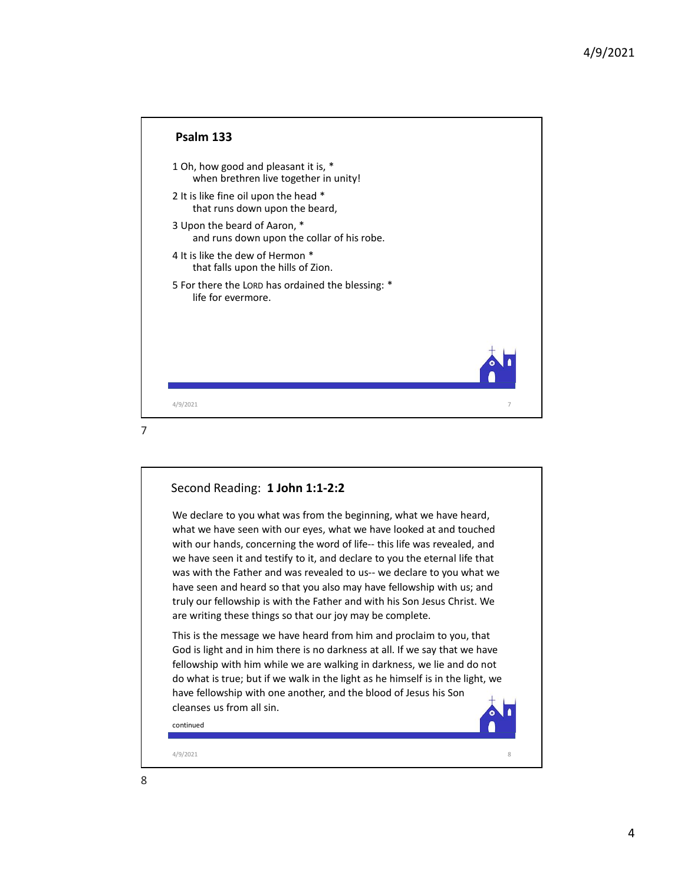## Psalm 133

1 Oh, how good and pleasant it is, *
    when brethren live together in unity!

2 It is like fine oil upon the head *
    that runs down upon the beard,

3 Upon the beard of Aaron, *
    and runs down upon the collar of his robe.

4 It is like the dew of Hermon *
    that falls upon the hills of Zion.

5 For there the LORD has ordained the blessing: *
    life for evermore.

## Second Reading: **1 John 1:1-2:2**

We declare to you what was from the beginning, what we have heard, what we have seen with our eyes, what we have looked at and touched with our hands, concerning the word of life-- this life was revealed, and we have seen it and testify to it, and declare to you the eternal life that was with the Father and was revealed to us-- we declare to you what we have seen and heard so that you also may have fellowship with us; and truly our fellowship is with the Father and with his Son Jesus Christ. We are writing these things so that our joy may be complete.

This is the message we have heard from him and proclaim to you, that God is light and in him there is no darkness at all. If we say that we have fellowship with him while we are walking in darkness, we lie and do not do what is true; but if we walk in the light as he himself is in the light, we have fellowship with one another, and the blood of Jesus his Son cleanses us from all sin.

continued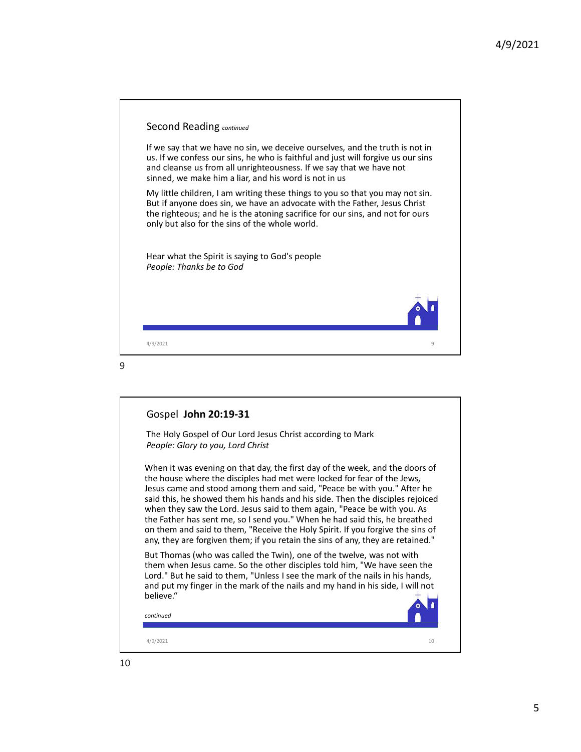## Second Reading *continued*

If we say that we have no sin, we deceive ourselves, and the truth is not in us. If we confess our sins, he who is faithful and just will forgive us our sins and cleanse us from all unrighteousness. If we say that we have not sinned, we make him a liar, and his word is not in us

My little children, I am writing these things to you so that you may not sin. But if anyone does sin, we have an advocate with the Father, Jesus Christ the righteous; and he is the atoning sacrifice for our sins, and not for ours only but also for the sins of the whole world.

Hear what the Spirit is saying to God's people
*People: Thanks be to God*

## Gospel **John 20:19-31**

The Holy Gospel of Our Lord Jesus Christ according to Mark
*People: Glory to you, Lord Christ*

When it was evening on that day, the first day of the week, and the doors of the house where the disciples had met were locked for fear of the Jews, Jesus came and stood among them and said, "Peace be with you." After he said this, he showed them his hands and his side. Then the disciples rejoiced when they saw the Lord. Jesus said to them again, "Peace be with you. As the Father has sent me, so I send you." When he had said this, he breathed on them and said to them, "Receive the Holy Spirit. If you forgive the sins of any, they are forgiven them; if you retain the sins of any, they are retained."

But Thomas (who was called the Twin), one of the twelve, was not with them when Jesus came. So the other disciples told him, "We have seen the Lord." But he said to them, "Unless I see the mark of the nails in his hands, and put my finger in the mark of the nails and my hand in his side, I will not believe."

*continued*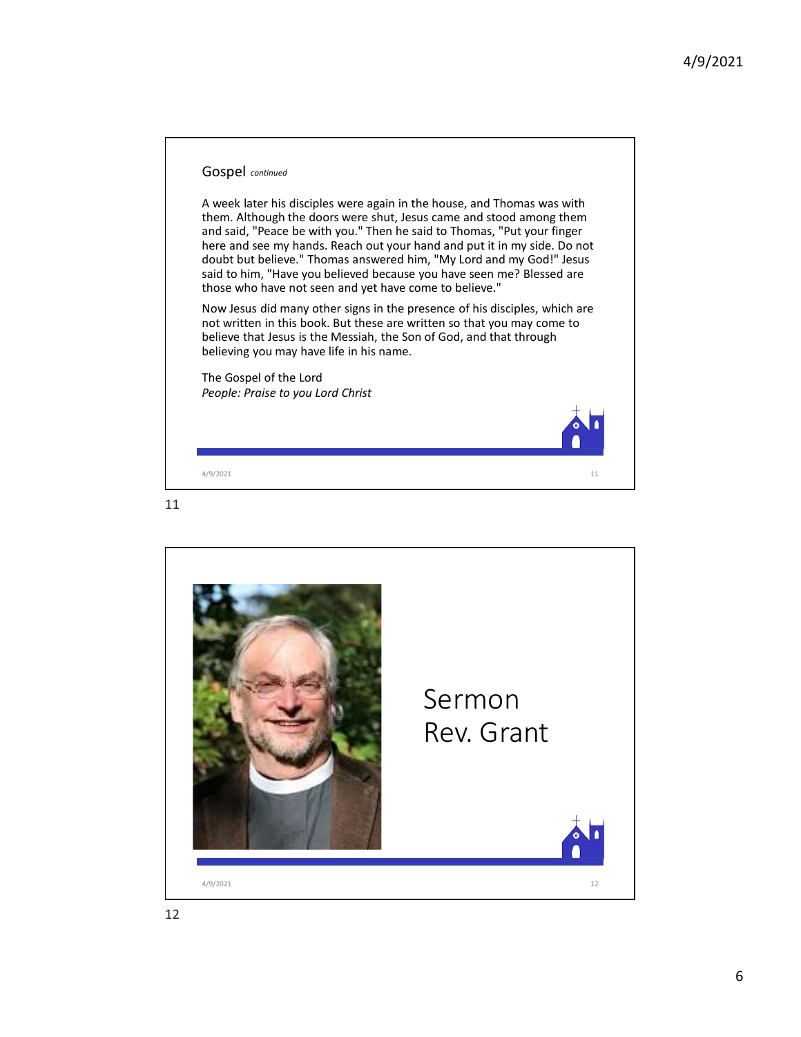## Gospel *continued*

A week later his disciples were again in the house, and Thomas was with them. Although the doors were shut, Jesus came and stood among them and said, "Peace be with you." Then he said to Thomas, "Put your finger here and see my hands. Reach out your hand and put it in my side. Do not doubt but believe." Thomas answered him, "My Lord and my God!" Jesus said to him, "Have you believed because you have seen me? Blessed are those who have not seen and yet have come to believe."

Now Jesus did many other signs in the presence of his disciples, which are not written in this book. But these are written so that you may come to believe that Jesus is the Messiah, the Son of God, and that through believing you may have life in his name.

The Gospel of the Lord
*People: Praise to you Lord Christ*

## Sermon
## Rev. Grant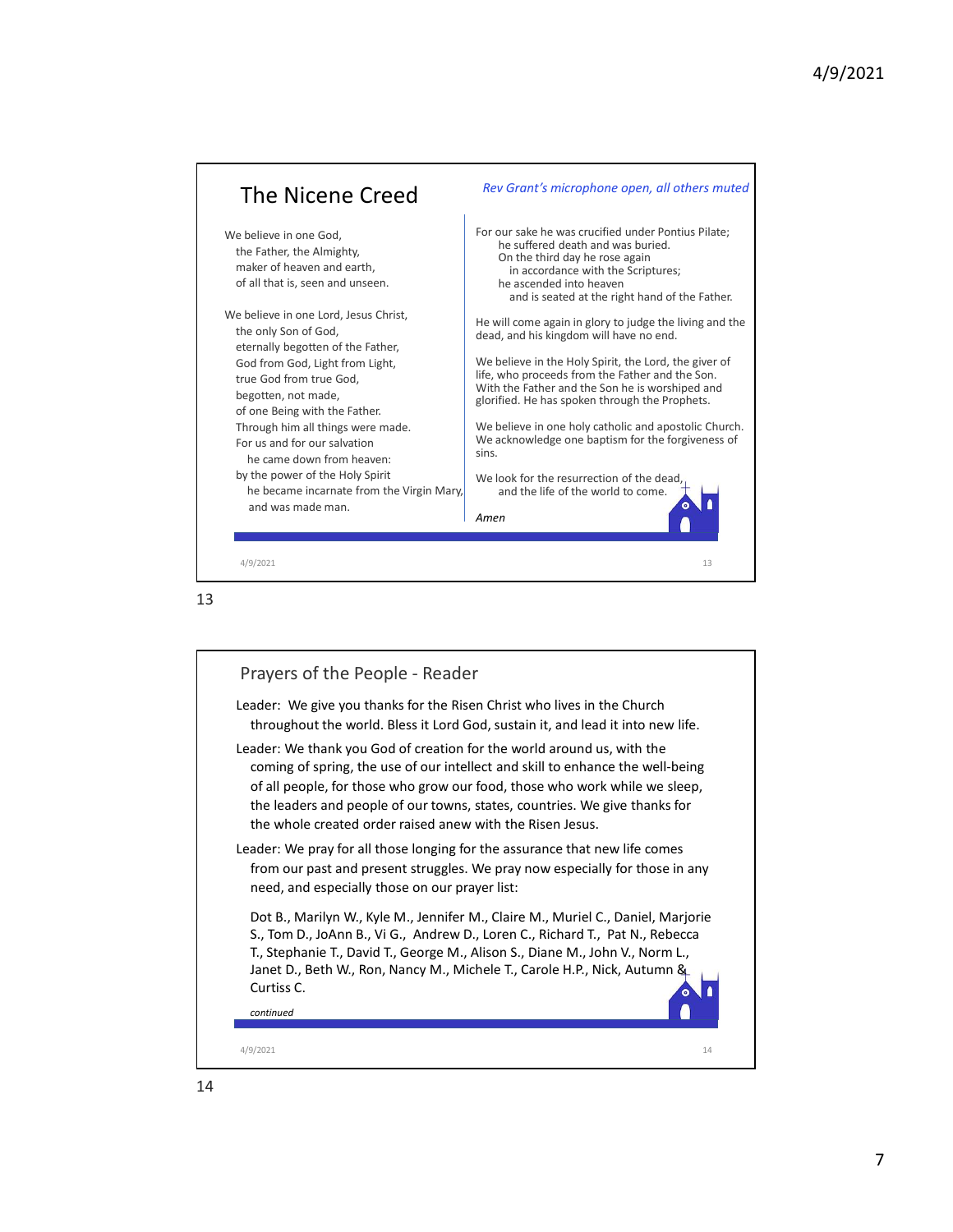## The Nicene Creed

*Rev Grant's microphone open, all others muted*

We believe in one God,
the Father, the Almighty,
maker of heaven and earth,
of all that is, seen and unseen.

We believe in one Lord, Jesus Christ,
the only Son of God,
eternally begotten of the Father,
God from God, Light from Light,
true God from true God,
begotten, not made,
of one Being with the Father.
Through him all things were made.
For us and for our salvation
he came down from heaven:
by the power of the Holy Spirit
he became incarnate from the Virgin Mary,
and was made man.

For our sake he was crucified under Pontius Pilate;
he suffered death and was buried.
On the third day he rose again
in accordance with the Scriptures;
he ascended into heaven
and is seated at the right hand of the Father.

He will come again in glory to judge the living and the dead, and his kingdom will have no end.

We believe in the Holy Spirit, the Lord, the giver of life, who proceeds from the Father and the Son. With the Father and the Son he is worshiped and glorified. He has spoken through the Prophets.

We believe in one holy catholic and apostolic Church. We acknowledge one baptism for the forgiveness of sins.

We look for the resurrection of the dead,
and the life of the world to come.

*Amen*

## Prayers of the People - Reader

Leader: We give you thanks for the Risen Christ who lives in the Church throughout the world. Bless it Lord God, sustain it, and lead it into new life.

Leader: We thank you God of creation for the world around us, with the coming of spring, the use of our intellect and skill to enhance the well-being of all people, for those who grow our food, those who work while we sleep, the leaders and people of our towns, states, countries. We give thanks for the whole created order raised anew with the Risen Jesus.

Leader: We pray for all those longing for the assurance that new life comes from our past and present struggles. We pray now especially for those in any need, and especially those on our prayer list:

Dot B., Marilyn W., Kyle M., Jennifer M., Claire M., Muriel C., Daniel, Marjorie S., Tom D., JoAnn B., Vi G., Andrew D., Loren C., Richard T., Pat N., Rebecca T., Stephanie T., David T., George M., Alison S., Diane M., John V., Norm L., Janet D., Beth W., Ron, Nancy M., Michele T., Carole H.P., Nick, Autumn & Curtiss C.

*continued*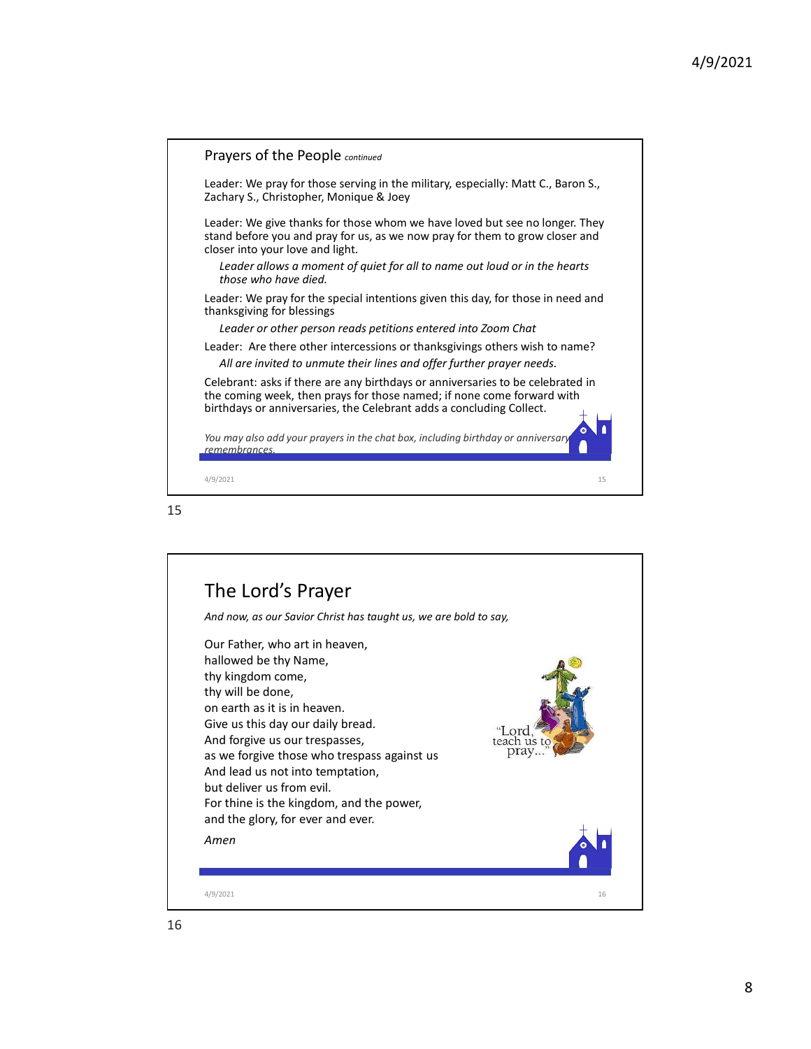## Prayers of the People *continued*

Leader: We pray for those serving in the military, especially: Matt C., Baron S., Zachary S., Christopher, Monique & Joey

Leader: We give thanks for those whom we have loved but see no longer. They stand before you and pray for us, as we now pray for them to grow closer and closer into your love and light.

*Leader allows a moment of quiet for all to name out loud or in the hearts those who have died.*

Leader: We pray for the special intentions given this day, for those in need and thanksgiving for blessings

*Leader or other person reads petitions entered into Zoom Chat*

Leader: Are there other intercessions or thanksgivings others wish to name?

*All are invited to unmute their lines and offer further prayer needs.*

Celebrant: asks if there are any birthdays or anniversaries to be celebrated in the coming week, then prays for those named; if none come forward with birthdays or anniversaries, the Celebrant adds a concluding Collect.

*You may also add your prayers in the chat box, including birthday or anniversary remembrances.*

## The Lord's Prayer

*And now, as our Savior Christ has taught us, we are bold to say,*

Our Father, who art in heaven,
hallowed be thy Name,
thy kingdom come,
thy will be done,
on earth as it is in heaven.
Give us this day our daily bread.
And forgive us our trespasses,
as we forgive those who trespass against us
And lead us not into temptation,
but deliver us from evil.
For thine is the kingdom, and the power,
and the glory, for ever and ever.

*Amen*

"Lord, teach us to pray..."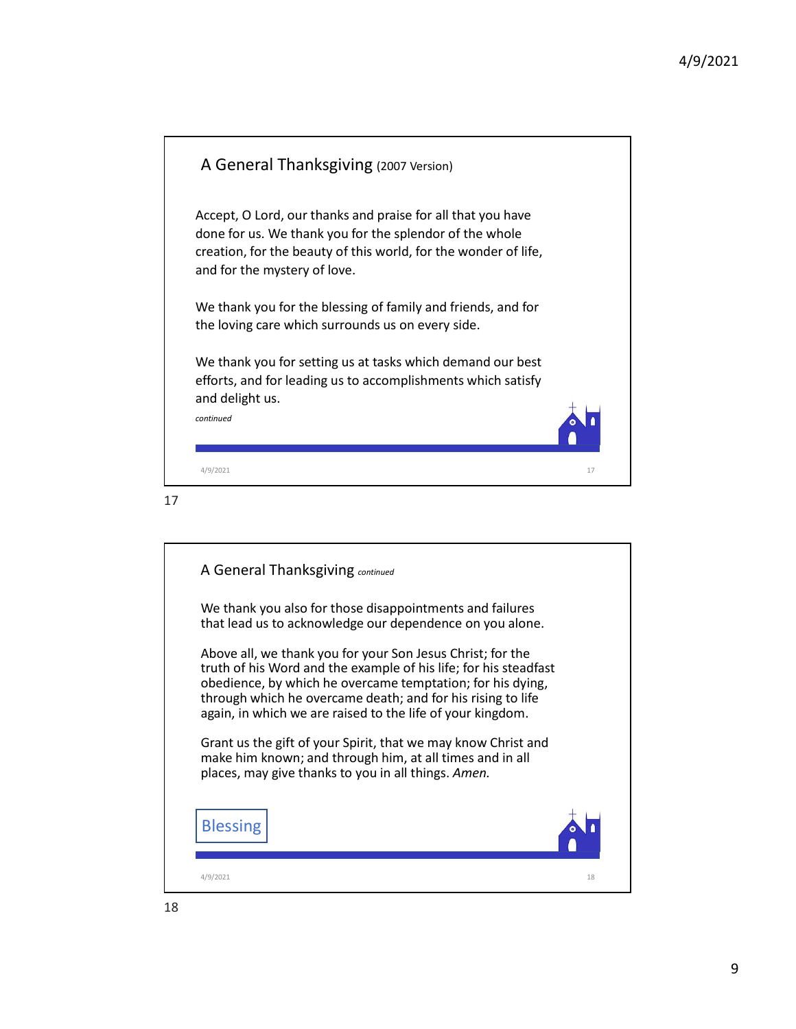## A General Thanksgiving (2007 Version)

Accept, O Lord, our thanks and praise for all that you have done for us. We thank you for the splendor of the whole creation, for the beauty of this world, for the wonder of life, and for the mystery of love.

We thank you for the blessing of family and friends, and for the loving care which surrounds us on every side.

We thank you for setting us at tasks which demand our best efforts, and for leading us to accomplishments which satisfy and delight us.

*continued*

## A General Thanksgiving *continued*

We thank you also for those disappointments and failures that lead us to acknowledge our dependence on you alone.

Above all, we thank you for your Son Jesus Christ; for the truth of his Word and the example of his life; for his steadfast obedience, by which he overcame temptation; for his dying, through which he overcame death; and for his rising to life again, in which we are raised to the life of your kingdom.

Grant us the gift of your Spirit, that we may know Christ and make him known; and through him, at all times and in all places, may give thanks to you in all things. *Amen.*

Blessing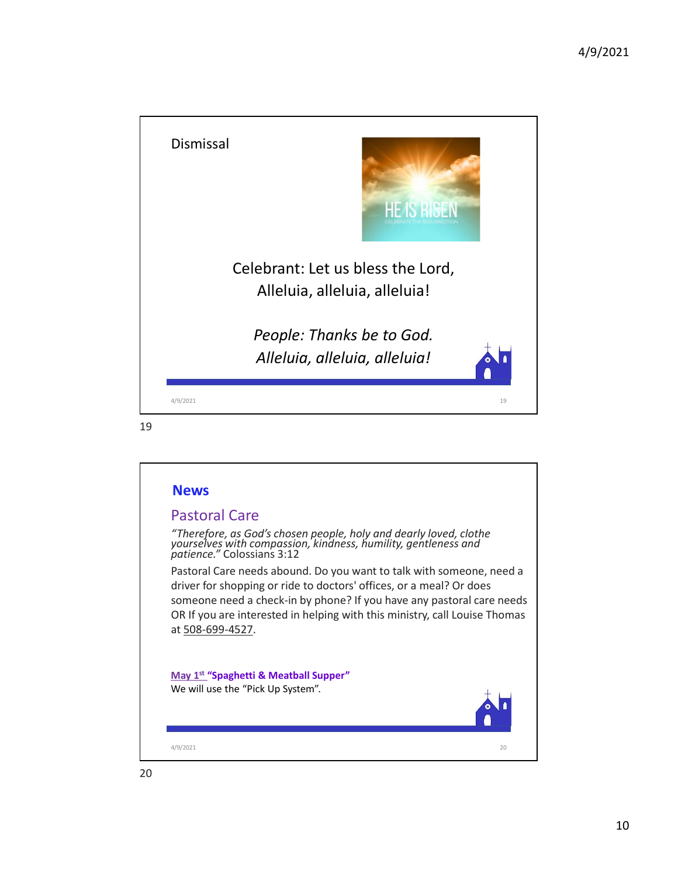## Dismissal

Celebrant: Let us bless the Lord,
Alleluia, alleluia, alleluia!

*People: Thanks be to God.*
*Alleluia, alleluia, alleluia!*

## News

### Pastoral Care

*"Therefore, as God's chosen people, holy and dearly loved, clothe yourselves with compassion, kindness, humility, gentleness and patience."* Colossians 3:12

Pastoral Care needs abound. Do you want to talk with someone, need a driver for shopping or ride to doctors' offices, or a meal? Or does someone need a check-in by phone? If you have any pastoral care needs OR If you are interested in helping with this ministry, call Louise Thomas at 508-699-4527.

**May 1st "Spaghetti & Meatball Supper"**
We will use the "Pick Up System".